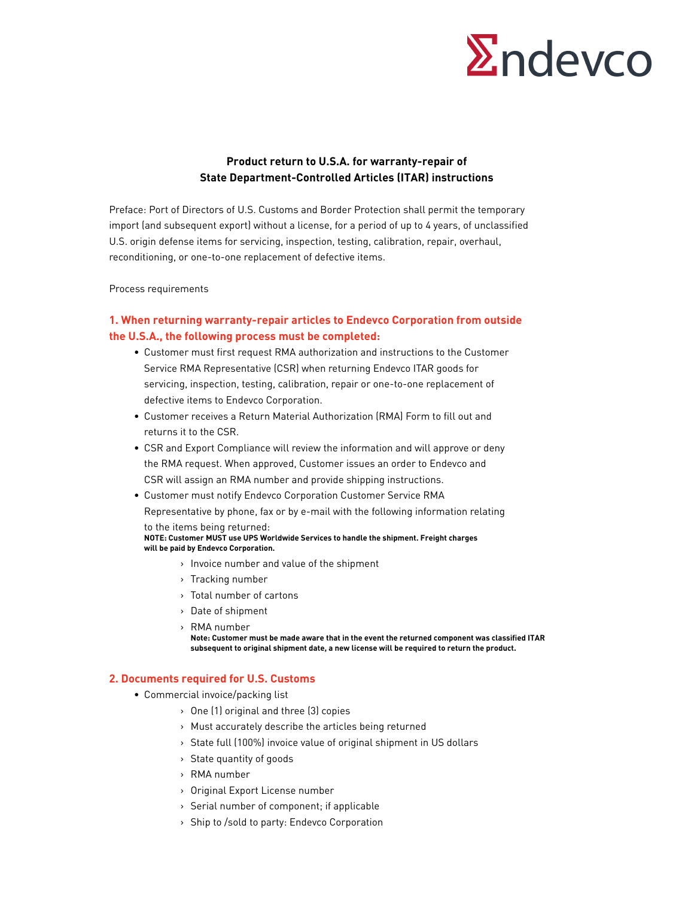# Product return to U.S.A. for warranty-repair of State Department-Controlled Articles (ITAR) instructions

Preface: Port of Directors of U.S. Customs and Border Protection shall permit the temporary import (and subsequent export) without a license, for a period of up to 4 years, of unclassified U.S. origin defense items for servicing, inspection, testing, calibration, repair, overhaul, reconditioning, or one-to-one replacement of defective items.

Process requirements

## 1. When returning warranty-repair articles to Endevco Corporation from outside the U.S.A., the following process must be completed:

- Customer must first request RMA authorization and instructions to the Customer Service RMA Representative (CSR) when returning Endevco ITAR goods for servicing, inspection, testing, calibration, repair or one-to-one replacement of defective items to Endevco Corporation.
- Customer receives a Return Material Authorization (RMA) Form to fill out and returns it to the CSR.
- CSR and Export Compliance will review the information and will approve or deny the RMA request. When approved, Customer issues an order to Endevco and CSR will assign an RMA number and provide shipping instructions.
- Customer must notify Endevco Corporation Customer Service RMA Representative by phone, fax or by e-mail with the following information relating to the items being returned:
  **NOTE: Customer MUST use UPS Worldwide Services to handle the shipment. Freight charges will be paid by Endevco Corporation.**
  - Invoice number and value of the shipment
  - Tracking number
  - Total number of cartons
  - Date of shipment
  - RMA number
    **Note: Customer must be made aware that in the event the returned component was classified ITAR subsequent to original shipment date, a new license will be required to return the product.**

## 2. Documents required for U.S. Customs

- Commercial invoice/packing list
  - One (1) original and three (3) copies
  - Must accurately describe the articles being returned
  - State full (100%) invoice value of original shipment in US dollars
  - State quantity of goods
  - RMA number
  - Original Export License number
  - Serial number of component; if applicable
  - Ship to /sold to party: Endevco Corporation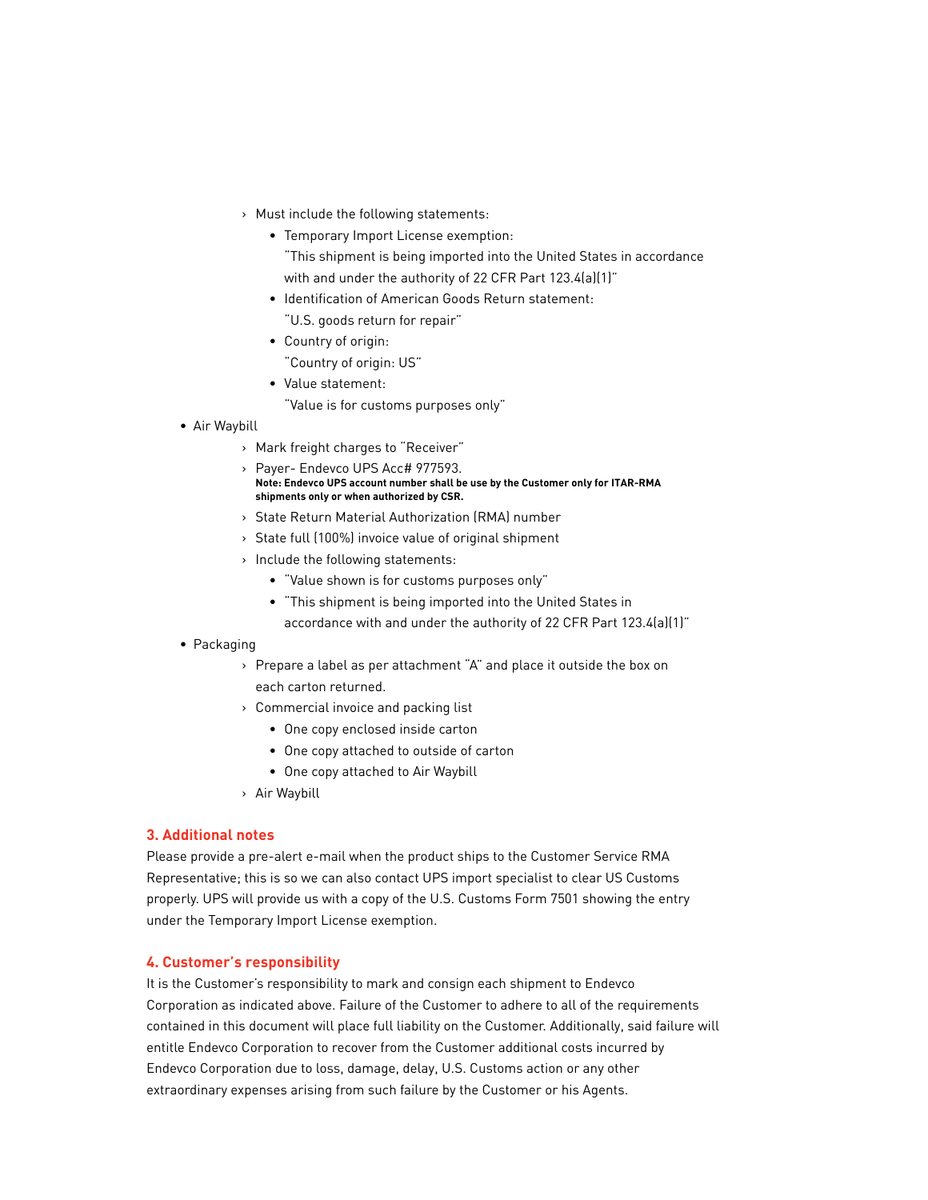- Must include the following statements:
    - Temporary Import License exemption:
      "This shipment is being imported into the United States in accordance with and under the authority of 22 CFR Part 123.4(a)(1)"
    - Identification of American Goods Return statement:
      "U.S. goods return for repair"
    - Country of origin:
      "Country of origin: US"
    - Value statement:
      "Value is for customs purposes only"
- Air Waybill
  - Mark freight charges to "Receiver"
  - Payer- Endevco UPS Acc# 977593.
    **Note: Endevco UPS account number shall be use by the Customer only for ITAR-RMA shipments only or when authorized by CSR.**
  - State Return Material Authorization (RMA) number
  - State full (100%) invoice value of original shipment
  - Include the following statements:
    - "Value shown is for customs purposes only"
    - "This shipment is being imported into the United States in accordance with and under the authority of 22 CFR Part 123.4(a)(1)"
- Packaging
  - Prepare a label as per attachment "A" and place it outside the box on each carton returned.
  - Commercial invoice and packing list
    - One copy enclosed inside carton
    - One copy attached to outside of carton
    - One copy attached to Air Waybill
  - Air Waybill

## 3. Additional notes

Please provide a pre-alert e-mail when the product ships to the Customer Service RMA Representative; this is so we can also contact UPS import specialist to clear US Customs properly. UPS will provide us with a copy of the U.S. Customs Form 7501 showing the entry under the Temporary Import License exemption.

## 4. Customer's responsibility

It is the Customer's responsibility to mark and consign each shipment to Endevco Corporation as indicated above. Failure of the Customer to adhere to all of the requirements contained in this document will place full liability on the Customer. Additionally, said failure will entitle Endevco Corporation to recover from the Customer additional costs incurred by Endevco Corporation due to loss, damage, delay, U.S. Customs action or any other extraordinary expenses arising from such failure by the Customer or his Agents.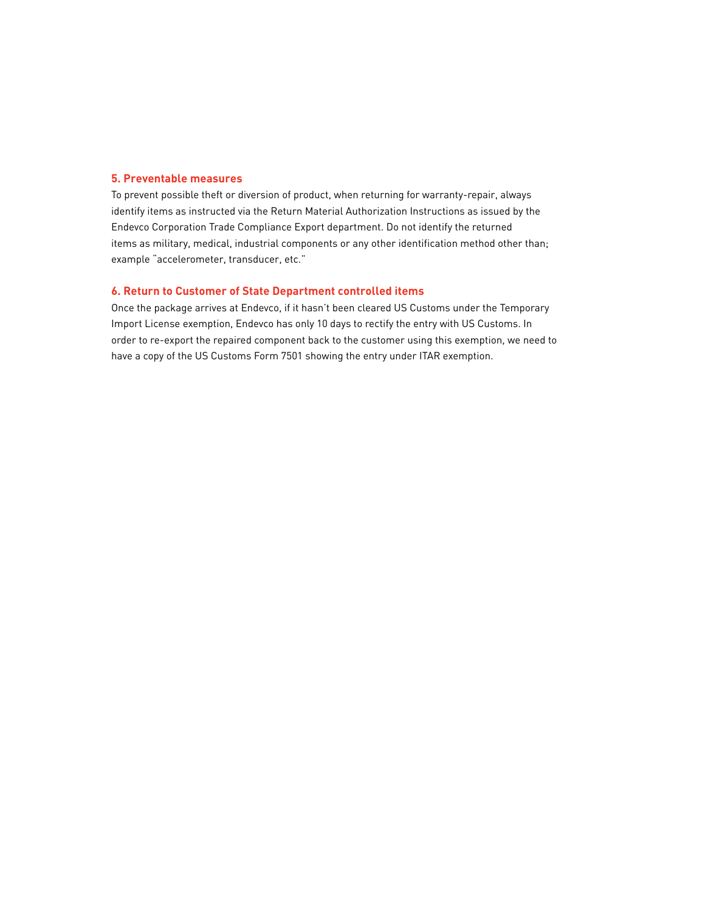## 5. Preventable measures

To prevent possible theft or diversion of product, when returning for warranty-repair, always identify items as instructed via the Return Material Authorization Instructions as issued by the Endevco Corporation Trade Compliance Export department. Do not identify the returned items as military, medical, industrial components or any other identification method other than; example "accelerometer, transducer, etc."

## 6. Return to Customer of State Department controlled items

Once the package arrives at Endevco, if it hasn't been cleared US Customs under the Temporary Import License exemption, Endevco has only 10 days to rectify the entry with US Customs. In order to re-export the repaired component back to the customer using this exemption, we need to have a copy of the US Customs Form 7501 showing the entry under ITAR exemption.